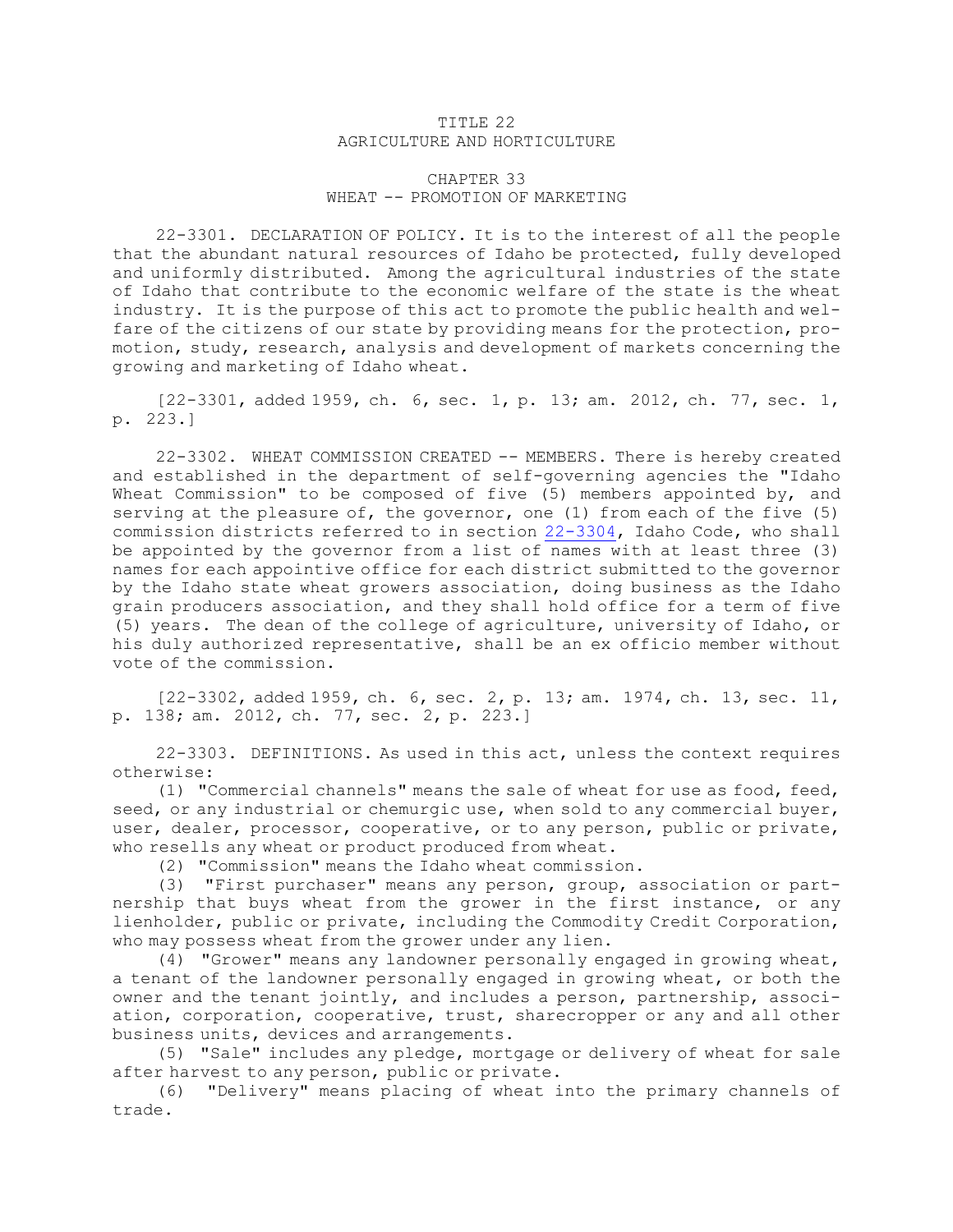# TITLE 22
# AGRICULTURE AND HORTICULTURE

## CHAPTER 33
## WHEAT -- PROMOTION OF MARKETING

22-3301. DECLARATION OF POLICY. It is to the interest of all the people that the abundant natural resources of Idaho be protected, fully developed and uniformly distributed. Among the agricultural industries of the state of Idaho that contribute to the economic welfare of the state is the wheat industry. It is the purpose of this act to promote the public health and welfare of the citizens of our state by providing means for the protection, promotion, study, research, analysis and development of markets concerning the growing and marketing of Idaho wheat.

[22-3301, added 1959, ch. 6, sec. 1, p. 13; am. 2012, ch. 77, sec. 1, p. 223.]

22-3302. WHEAT COMMISSION CREATED -- MEMBERS. There is hereby created and established in the department of self-governing agencies the "Idaho Wheat Commission" to be composed of five (5) members appointed by, and serving at the pleasure of, the governor, one (1) from each of the five (5) commission districts referred to in section 22-3304, Idaho Code, who shall be appointed by the governor from a list of names with at least three (3) names for each appointive office for each district submitted to the governor by the Idaho state wheat growers association, doing business as the Idaho grain producers association, and they shall hold office for a term of five (5) years. The dean of the college of agriculture, university of Idaho, or his duly authorized representative, shall be an ex officio member without vote of the commission.

[22-3302, added 1959, ch. 6, sec. 2, p. 13; am. 1974, ch. 13, sec. 11, p. 138; am. 2012, ch. 77, sec. 2, p. 223.]

22-3303. DEFINITIONS. As used in this act, unless the context requires otherwise:

(1) "Commercial channels" means the sale of wheat for use as food, feed, seed, or any industrial or chemurgic use, when sold to any commercial buyer, user, dealer, processor, cooperative, or to any person, public or private, who resells any wheat or product produced from wheat.

(2) "Commission" means the Idaho wheat commission.

(3) "First purchaser" means any person, group, association or partnership that buys wheat from the grower in the first instance, or any lienholder, public or private, including the Commodity Credit Corporation, who may possess wheat from the grower under any lien.

(4) "Grower" means any landowner personally engaged in growing wheat, a tenant of the landowner personally engaged in growing wheat, or both the owner and the tenant jointly, and includes a person, partnership, association, corporation, cooperative, trust, sharecropper or any and all other business units, devices and arrangements.

(5) "Sale" includes any pledge, mortgage or delivery of wheat for sale after harvest to any person, public or private.

(6) "Delivery" means placing of wheat into the primary channels of trade.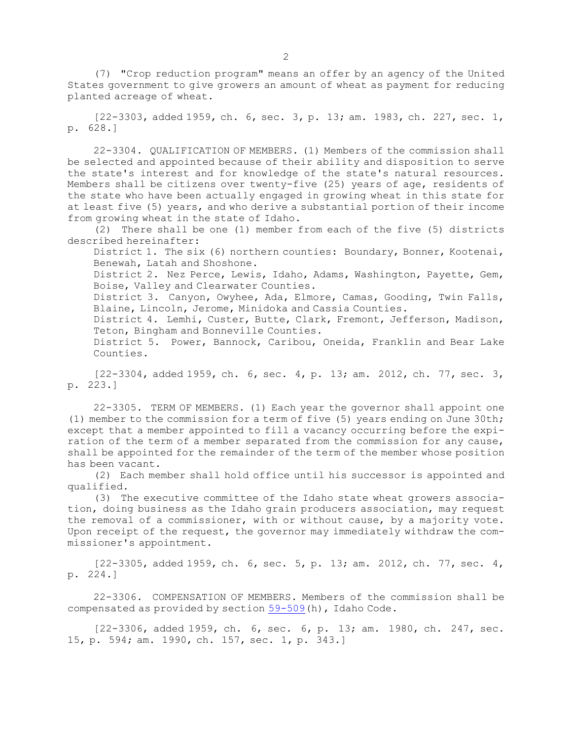(7) "Crop reduction program" means an offer by an agency of the United States government to give growers an amount of wheat as payment for reducing planted acreage of wheat.

[22-3303, added 1959, ch. 6, sec. 3, p. 13; am. 1983, ch. 227, sec. 1, p. 628.]

22-3304. QUALIFICATION OF MEMBERS. (1) Members of the commission shall be selected and appointed because of their ability and disposition to serve the state's interest and for knowledge of the state's natural resources. Members shall be citizens over twenty-five (25) years of age, residents of the state who have been actually engaged in growing wheat in this state for at least five (5) years, and who derive a substantial portion of their income from growing wheat in the state of Idaho.

(2) There shall be one (1) member from each of the five (5) districts described hereinafter:

District 1. The six (6) northern counties: Boundary, Bonner, Kootenai, Benewah, Latah and Shoshone.

District 2. Nez Perce, Lewis, Idaho, Adams, Washington, Payette, Gem, Boise, Valley and Clearwater Counties.

District 3. Canyon, Owyhee, Ada, Elmore, Camas, Gooding, Twin Falls, Blaine, Lincoln, Jerome, Minidoka and Cassia Counties.

District 4. Lemhi, Custer, Butte, Clark, Fremont, Jefferson, Madison, Teton, Bingham and Bonneville Counties.

District 5. Power, Bannock, Caribou, Oneida, Franklin and Bear Lake Counties.

[22-3304, added 1959, ch. 6, sec. 4, p. 13; am. 2012, ch. 77, sec. 3, p. 223.]

22-3305. TERM OF MEMBERS. (1) Each year the governor shall appoint one (1) member to the commission for a term of five (5) years ending on June 30th; except that a member appointed to fill a vacancy occurring before the expiration of the term of a member separated from the commission for any cause, shall be appointed for the remainder of the term of the member whose position has been vacant.

(2) Each member shall hold office until his successor is appointed and qualified.

(3) The executive committee of the Idaho state wheat growers association, doing business as the Idaho grain producers association, may request the removal of a commissioner, with or without cause, by a majority vote. Upon receipt of the request, the governor may immediately withdraw the commissioner's appointment.

[22-3305, added 1959, ch. 6, sec. 5, p. 13; am. 2012, ch. 77, sec. 4, p. 224.]

22-3306. COMPENSATION OF MEMBERS. Members of the commission shall be compensated as provided by section 59-509(h), Idaho Code.

[22-3306, added 1959, ch. 6, sec. 6, p. 13; am. 1980, ch. 247, sec. 15, p. 594; am. 1990, ch. 157, sec. 1, p. 343.]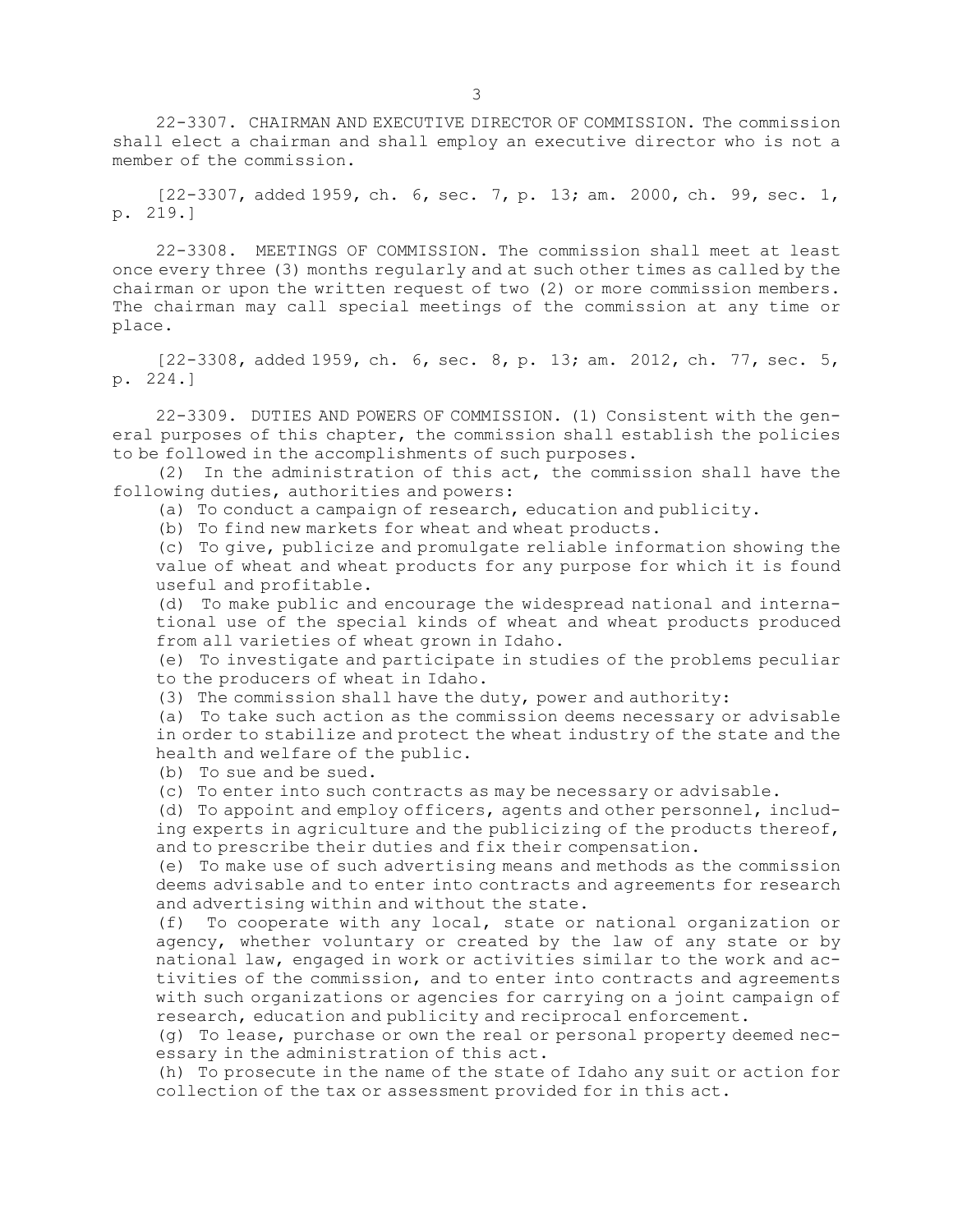22-3307. CHAIRMAN AND EXECUTIVE DIRECTOR OF COMMISSION. The commission shall elect a chairman and shall employ an executive director who is not a member of the commission.

[22-3307, added 1959, ch. 6, sec. 7, p. 13; am. 2000, ch. 99, sec. 1, p. 219.]

22-3308. MEETINGS OF COMMISSION. The commission shall meet at least once every three (3) months regularly and at such other times as called by the chairman or upon the written request of two (2) or more commission members. The chairman may call special meetings of the commission at any time or place.

[22-3308, added 1959, ch. 6, sec. 8, p. 13; am. 2012, ch. 77, sec. 5, p. 224.]

22-3309. DUTIES AND POWERS OF COMMISSION. (1) Consistent with the general purposes of this chapter, the commission shall establish the policies to be followed in the accomplishments of such purposes.

(2) In the administration of this act, the commission shall have the following duties, authorities and powers:

(a) To conduct a campaign of research, education and publicity.

(b) To find new markets for wheat and wheat products.

(c) To give, publicize and promulgate reliable information showing the value of wheat and wheat products for any purpose for which it is found useful and profitable.

(d) To make public and encourage the widespread national and international use of the special kinds of wheat and wheat products produced from all varieties of wheat grown in Idaho.

(e) To investigate and participate in studies of the problems peculiar to the producers of wheat in Idaho.

(3) The commission shall have the duty, power and authority:

(a) To take such action as the commission deems necessary or advisable in order to stabilize and protect the wheat industry of the state and the health and welfare of the public.

(b) To sue and be sued.

(c) To enter into such contracts as may be necessary or advisable.

(d) To appoint and employ officers, agents and other personnel, including experts in agriculture and the publicizing of the products thereof, and to prescribe their duties and fix their compensation.

(e) To make use of such advertising means and methods as the commission deems advisable and to enter into contracts and agreements for research and advertising within and without the state.

(f) To cooperate with any local, state or national organization or agency, whether voluntary or created by the law of any state or by national law, engaged in work or activities similar to the work and activities of the commission, and to enter into contracts and agreements with such organizations or agencies for carrying on a joint campaign of research, education and publicity and reciprocal enforcement.

(g) To lease, purchase or own the real or personal property deemed necessary in the administration of this act.

(h) To prosecute in the name of the state of Idaho any suit or action for collection of the tax or assessment provided for in this act.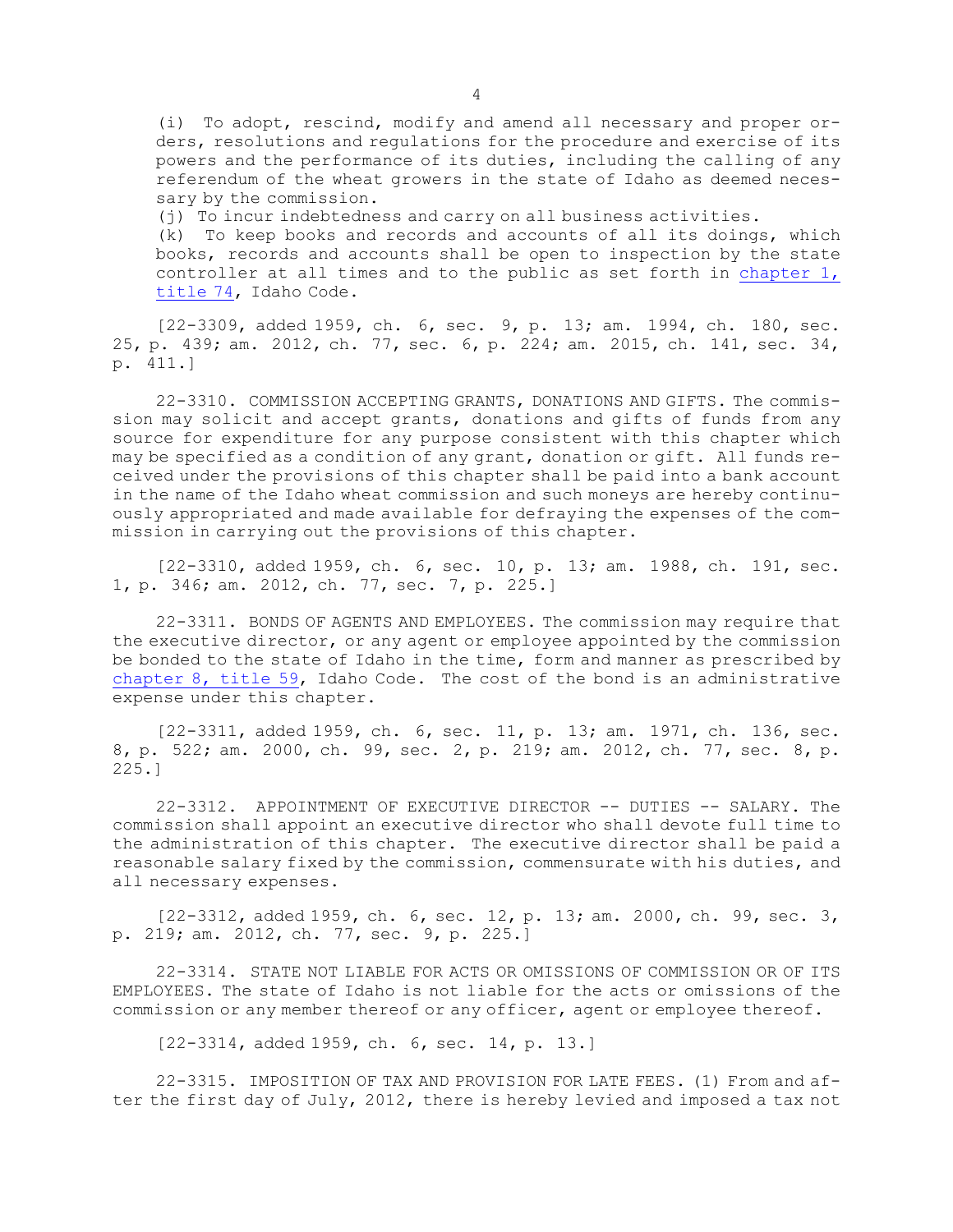(i) To adopt, rescind, modify and amend all necessary and proper orders, resolutions and regulations for the procedure and exercise of its powers and the performance of its duties, including the calling of any referendum of the wheat growers in the state of Idaho as deemed necessary by the commission.

(j) To incur indebtedness and carry on all business activities.

(k) To keep books and records and accounts of all its doings, which books, records and accounts shall be open to inspection by the state controller at all times and to the public as set forth in chapter 1, title 74, Idaho Code.

[22-3309, added 1959, ch. 6, sec. 9, p. 13; am. 1994, ch. 180, sec. 25, p. 439; am. 2012, ch. 77, sec. 6, p. 224; am. 2015, ch. 141, sec. 34, p. 411.]

22-3310. COMMISSION ACCEPTING GRANTS, DONATIONS AND GIFTS. The commission may solicit and accept grants, donations and gifts of funds from any source for expenditure for any purpose consistent with this chapter which may be specified as a condition of any grant, donation or gift. All funds received under the provisions of this chapter shall be paid into a bank account in the name of the Idaho wheat commission and such moneys are hereby continuously appropriated and made available for defraying the expenses of the commission in carrying out the provisions of this chapter.

[22-3310, added 1959, ch. 6, sec. 10, p. 13; am. 1988, ch. 191, sec. 1, p. 346; am. 2012, ch. 77, sec. 7, p. 225.]

22-3311. BONDS OF AGENTS AND EMPLOYEES. The commission may require that the executive director, or any agent or employee appointed by the commission be bonded to the state of Idaho in the time, form and manner as prescribed by chapter 8, title 59, Idaho Code. The cost of the bond is an administrative expense under this chapter.

[22-3311, added 1959, ch. 6, sec. 11, p. 13; am. 1971, ch. 136, sec. 8, p. 522; am. 2000, ch. 99, sec. 2, p. 219; am. 2012, ch. 77, sec. 8, p. 225.]

22-3312. APPOINTMENT OF EXECUTIVE DIRECTOR -- DUTIES -- SALARY. The commission shall appoint an executive director who shall devote full time to the administration of this chapter. The executive director shall be paid a reasonable salary fixed by the commission, commensurate with his duties, and all necessary expenses.

[22-3312, added 1959, ch. 6, sec. 12, p. 13; am. 2000, ch. 99, sec. 3, p. 219; am. 2012, ch. 77, sec. 9, p. 225.]

22-3314. STATE NOT LIABLE FOR ACTS OR OMISSIONS OF COMMISSION OR OF ITS EMPLOYEES. The state of Idaho is not liable for the acts or omissions of the commission or any member thereof or any officer, agent or employee thereof.

[22-3314, added 1959, ch. 6, sec. 14, p. 13.]

22-3315. IMPOSITION OF TAX AND PROVISION FOR LATE FEES. (1) From and after the first day of July, 2012, there is hereby levied and imposed a tax not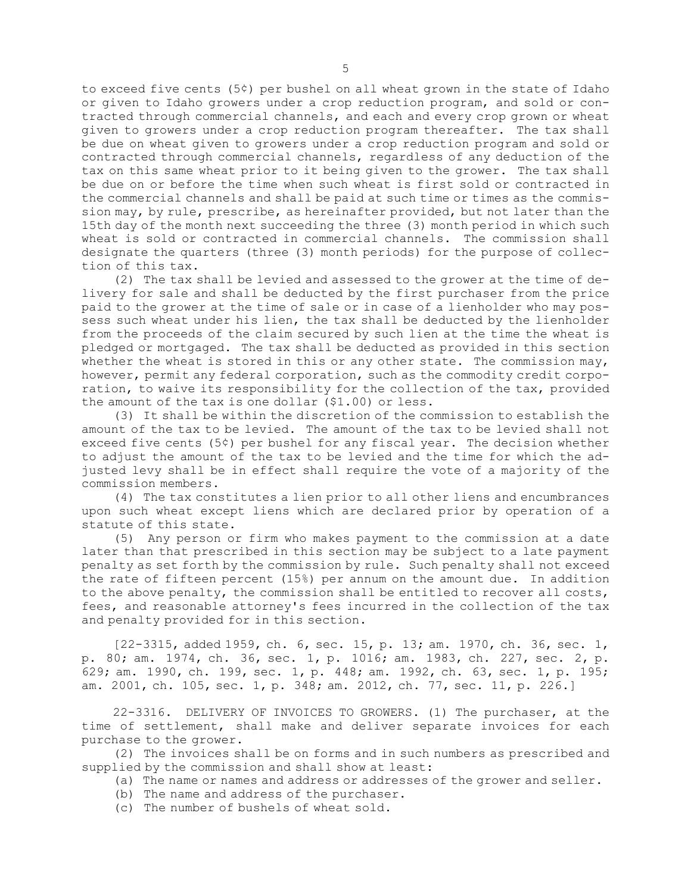to exceed five cents (5¢) per bushel on all wheat grown in the state of Idaho or given to Idaho growers under a crop reduction program, and sold or contracted through commercial channels, and each and every crop grown or wheat given to growers under a crop reduction program thereafter. The tax shall be due on wheat given to growers under a crop reduction program and sold or contracted through commercial channels, regardless of any deduction of the tax on this same wheat prior to it being given to the grower. The tax shall be due on or before the time when such wheat is first sold or contracted in the commercial channels and shall be paid at such time or times as the commission may, by rule, prescribe, as hereinafter provided, but not later than the 15th day of the month next succeeding the three (3) month period in which such wheat is sold or contracted in commercial channels. The commission shall designate the quarters (three (3) month periods) for the purpose of collection of this tax.

(2) The tax shall be levied and assessed to the grower at the time of delivery for sale and shall be deducted by the first purchaser from the price paid to the grower at the time of sale or in case of a lienholder who may possess such wheat under his lien, the tax shall be deducted by the lienholder from the proceeds of the claim secured by such lien at the time the wheat is pledged or mortgaged. The tax shall be deducted as provided in this section whether the wheat is stored in this or any other state. The commission may, however, permit any federal corporation, such as the commodity credit corporation, to waive its responsibility for the collection of the tax, provided the amount of the tax is one dollar ($1.00) or less.

(3) It shall be within the discretion of the commission to establish the amount of the tax to be levied. The amount of the tax to be levied shall not exceed five cents (5¢) per bushel for any fiscal year. The decision whether to adjust the amount of the tax to be levied and the time for which the adjusted levy shall be in effect shall require the vote of a majority of the commission members.

(4) The tax constitutes a lien prior to all other liens and encumbrances upon such wheat except liens which are declared prior by operation of a statute of this state.

(5) Any person or firm who makes payment to the commission at a date later than that prescribed in this section may be subject to a late payment penalty as set forth by the commission by rule. Such penalty shall not exceed the rate of fifteen percent (15%) per annum on the amount due. In addition to the above penalty, the commission shall be entitled to recover all costs, fees, and reasonable attorney's fees incurred in the collection of the tax and penalty provided for in this section.

[22-3315, added 1959, ch. 6, sec. 15, p. 13; am. 1970, ch. 36, sec. 1, p. 80; am. 1974, ch. 36, sec. 1, p. 1016; am. 1983, ch. 227, sec. 2, p. 629; am. 1990, ch. 199, sec. 1, p. 448; am. 1992, ch. 63, sec. 1, p. 195; am. 2001, ch. 105, sec. 1, p. 348; am. 2012, ch. 77, sec. 11, p. 226.]

22-3316. DELIVERY OF INVOICES TO GROWERS. (1) The purchaser, at the time of settlement, shall make and deliver separate invoices for each purchase to the grower.

(2) The invoices shall be on forms and in such numbers as prescribed and supplied by the commission and shall show at least:

(a) The name or names and address or addresses of the grower and seller.

(b) The name and address of the purchaser.

(c) The number of bushels of wheat sold.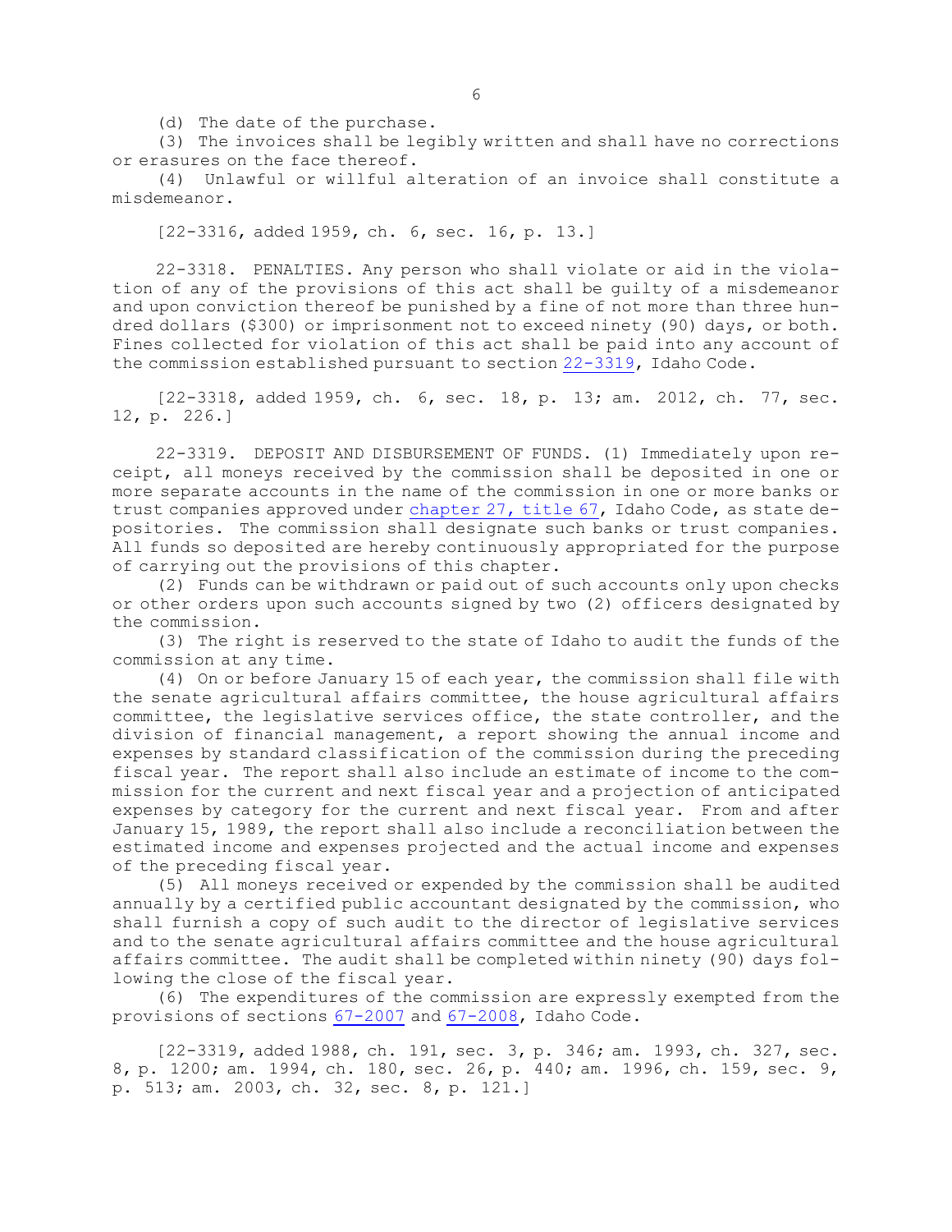(d) The date of the purchase.

(3) The invoices shall be legibly written and shall have no corrections or erasures on the face thereof.

(4) Unlawful or willful alteration of an invoice shall constitute a misdemeanor.

[22-3316, added 1959, ch. 6, sec. 16, p. 13.]

22-3318. PENALTIES. Any person who shall violate or aid in the violation of any of the provisions of this act shall be guilty of a misdemeanor and upon conviction thereof be punished by a fine of not more than three hundred dollars ($300) or imprisonment not to exceed ninety (90) days, or both. Fines collected for violation of this act shall be paid into any account of the commission established pursuant to section 22-3319, Idaho Code.

[22-3318, added 1959, ch. 6, sec. 18, p. 13; am. 2012, ch. 77, sec. 12, p. 226.]

22-3319. DEPOSIT AND DISBURSEMENT OF FUNDS. (1) Immediately upon receipt, all moneys received by the commission shall be deposited in one or more separate accounts in the name of the commission in one or more banks or trust companies approved under chapter 27, title 67, Idaho Code, as state depositories. The commission shall designate such banks or trust companies. All funds so deposited are hereby continuously appropriated for the purpose of carrying out the provisions of this chapter.

(2) Funds can be withdrawn or paid out of such accounts only upon checks or other orders upon such accounts signed by two (2) officers designated by the commission.

(3) The right is reserved to the state of Idaho to audit the funds of the commission at any time.

(4) On or before January 15 of each year, the commission shall file with the senate agricultural affairs committee, the house agricultural affairs committee, the legislative services office, the state controller, and the division of financial management, a report showing the annual income and expenses by standard classification of the commission during the preceding fiscal year. The report shall also include an estimate of income to the commission for the current and next fiscal year and a projection of anticipated expenses by category for the current and next fiscal year. From and after January 15, 1989, the report shall also include a reconciliation between the estimated income and expenses projected and the actual income and expenses of the preceding fiscal year.

(5) All moneys received or expended by the commission shall be audited annually by a certified public accountant designated by the commission, who shall furnish a copy of such audit to the director of legislative services and to the senate agricultural affairs committee and the house agricultural affairs committee. The audit shall be completed within ninety (90) days following the close of the fiscal year.

(6) The expenditures of the commission are expressly exempted from the provisions of sections 67-2007 and 67-2008, Idaho Code.

[22-3319, added 1988, ch. 191, sec. 3, p. 346; am. 1993, ch. 327, sec. 8, p. 1200; am. 1994, ch. 180, sec. 26, p. 440; am. 1996, ch. 159, sec. 9, p. 513; am. 2003, ch. 32, sec. 8, p. 121.]